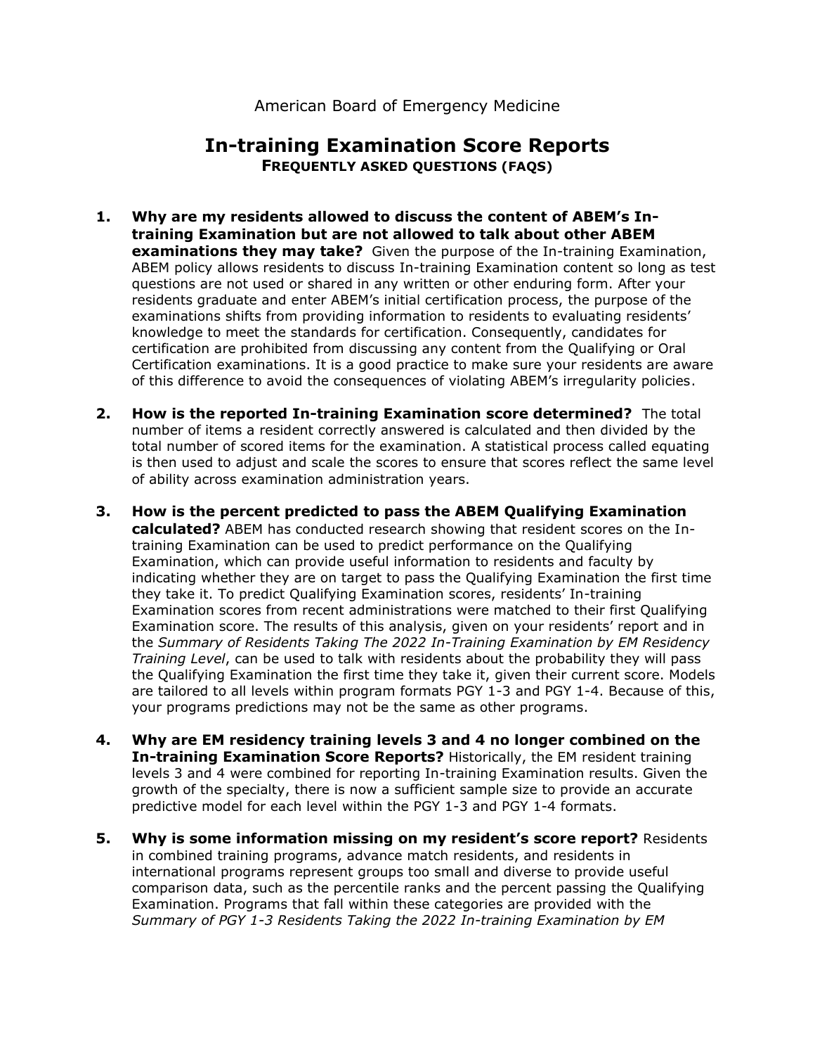American Board of Emergency Medicine

# In-training Examination Score Reports

## FREQUENTLY ASKED QUESTIONS (FAQS)

1. **Why are my residents allowed to discuss the content of ABEM's In-training Examination but are not allowed to talk about other ABEM examinations they may take?** Given the purpose of the In-training Examination, ABEM policy allows residents to discuss In-training Examination content so long as test questions are not used or shared in any written or other enduring form. After your residents graduate and enter ABEM's initial certification process, the purpose of the examinations shifts from providing information to residents to evaluating residents' knowledge to meet the standards for certification. Consequently, candidates for certification are prohibited from discussing any content from the Qualifying or Oral Certification examinations. It is a good practice to make sure your residents are aware of this difference to avoid the consequences of violating ABEM's irregularity policies.

2. **How is the reported In-training Examination score determined?** The total number of items a resident correctly answered is calculated and then divided by the total number of scored items for the examination. A statistical process called equating is then used to adjust and scale the scores to ensure that scores reflect the same level of ability across examination administration years.

3. **How is the percent predicted to pass the ABEM Qualifying Examination calculated?** ABEM has conducted research showing that resident scores on the In-training Examination can be used to predict performance on the Qualifying Examination, which can provide useful information to residents and faculty by indicating whether they are on target to pass the Qualifying Examination the first time they take it. To predict Qualifying Examination scores, residents' In-training Examination scores from recent administrations were matched to their first Qualifying Examination score. The results of this analysis, given on your residents' report and in the *Summary of Residents Taking The 2022 In-Training Examination by EM Residency Training Level*, can be used to talk with residents about the probability they will pass the Qualifying Examination the first time they take it, given their current score. Models are tailored to all levels within program formats PGY 1-3 and PGY 1-4. Because of this, your programs predictions may not be the same as other programs.

4. **Why are EM residency training levels 3 and 4 no longer combined on the In-training Examination Score Reports?** Historically, the EM resident training levels 3 and 4 were combined for reporting In-training Examination results. Given the growth of the specialty, there is now a sufficient sample size to provide an accurate predictive model for each level within the PGY 1-3 and PGY 1-4 formats.

5. **Why is some information missing on my resident's score report?** Residents in combined training programs, advance match residents, and residents in international programs represent groups too small and diverse to provide useful comparison data, such as the percentile ranks and the percent passing the Qualifying Examination. Programs that fall within these categories are provided with the *Summary of PGY 1-3 Residents Taking the 2022 In-training Examination by EM*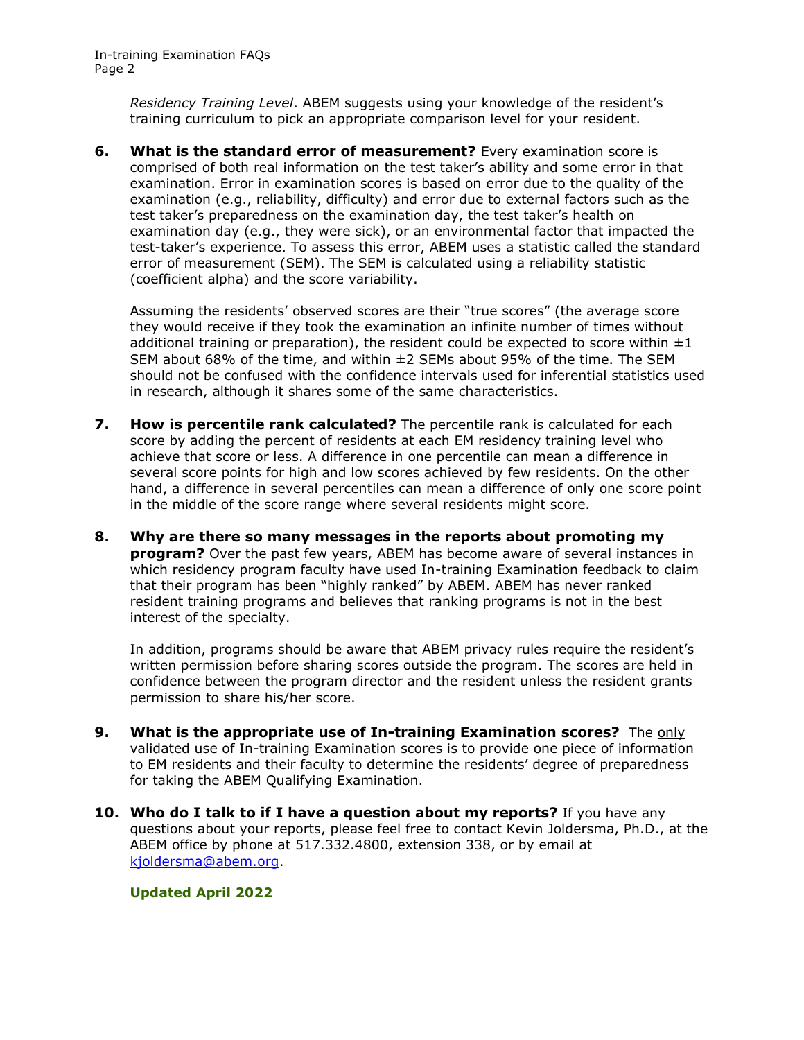*Residency Training Level*. ABEM suggests using your knowledge of the resident's training curriculum to pick an appropriate comparison level for your resident.

6. **What is the standard error of measurement?** Every examination score is comprised of both real information on the test taker's ability and some error in that examination. Error in examination scores is based on error due to the quality of the examination (e.g., reliability, difficulty) and error due to external factors such as the test taker's preparedness on the examination day, the test taker's health on examination day (e.g., they were sick), or an environmental factor that impacted the test-taker's experience. To assess this error, ABEM uses a statistic called the standard error of measurement (SEM). The SEM is calculated using a reliability statistic (coefficient alpha) and the score variability.

   Assuming the residents' observed scores are their "true scores" (the average score they would receive if they took the examination an infinite number of times without additional training or preparation), the resident could be expected to score within ±1 SEM about 68% of the time, and within ±2 SEMs about 95% of the time. The SEM should not be confused with the confidence intervals used for inferential statistics used in research, although it shares some of the same characteristics.

7. **How is percentile rank calculated?** The percentile rank is calculated for each score by adding the percent of residents at each EM residency training level who achieve that score or less. A difference in one percentile can mean a difference in several score points for high and low scores achieved by few residents. On the other hand, a difference in several percentiles can mean a difference of only one score point in the middle of the score range where several residents might score.

8. **Why are there so many messages in the reports about promoting my program?** Over the past few years, ABEM has become aware of several instances in which residency program faculty have used In-training Examination feedback to claim that their program has been "highly ranked" by ABEM. ABEM has never ranked resident training programs and believes that ranking programs is not in the best interest of the specialty.

   In addition, programs should be aware that ABEM privacy rules require the resident's written permission before sharing scores outside the program. The scores are held in confidence between the program director and the resident unless the resident grants permission to share his/her score.

9. **What is the appropriate use of In-training Examination scores?** The only validated use of In-training Examination scores is to provide one piece of information to EM residents and their faculty to determine the residents' degree of preparedness for taking the ABEM Qualifying Examination.

10. **Who do I talk to if I have a question about my reports?** If you have any questions about your reports, please feel free to contact Kevin Joldersma, Ph.D., at the ABEM office by phone at 517.332.4800, extension 338, or by email at kjoldersma@abem.org.

**Updated April 2022**